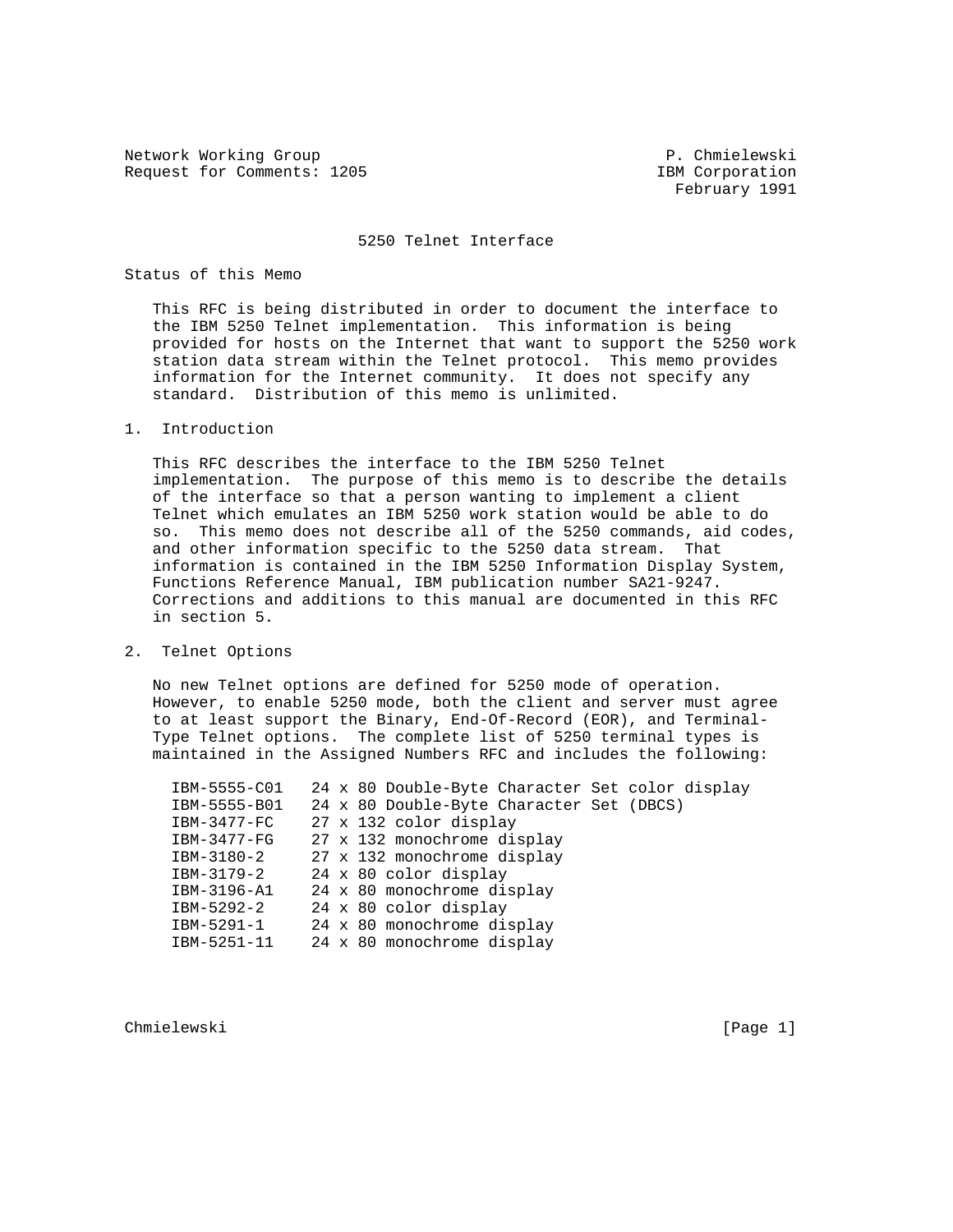Network Working Group P. Chmielewski
Request for Comments: 1205 IBM Corporation
February 1991

# 5250 Telnet Interface

## Status of this Memo

This RFC is being distributed in order to document the interface to the IBM 5250 Telnet implementation. This information is being provided for hosts on the Internet that want to support the 5250 work station data stream within the Telnet protocol. This memo provides information for the Internet community. It does not specify any standard. Distribution of this memo is unlimited.

## 1. Introduction

This RFC describes the interface to the IBM 5250 Telnet implementation. The purpose of this memo is to describe the details of the interface so that a person wanting to implement a client Telnet which emulates an IBM 5250 work station would be able to do so. This memo does not describe all of the 5250 commands, aid codes, and other information specific to the 5250 data stream. That information is contained in the IBM 5250 Information Display System, Functions Reference Manual, IBM publication number SA21-9247. Corrections and additions to this manual are documented in this RFC in section 5.

## 2. Telnet Options

No new Telnet options are defined for 5250 mode of operation. However, to enable 5250 mode, both the client and server must agree to at least support the Binary, End-Of-Record (EOR), and Terminal-Type Telnet options. The complete list of 5250 terminal types is maintained in the Assigned Numbers RFC and includes the following:

```
IBM-5555-C01   24 x 80 Double-Byte Character Set color display
IBM-5555-B01   24 x 80 Double-Byte Character Set (DBCS)
IBM-3477-FC    27 x 132 color display
IBM-3477-FG    27 x 132 monochrome display
IBM-3180-2     27 x 132 monochrome display
IBM-3179-2     24 x 80 color display
IBM-3196-A1    24 x 80 monochrome display
IBM-5292-2     24 x 80 color display
IBM-5291-1     24 x 80 monochrome display
IBM-5251-11    24 x 80 monochrome display
```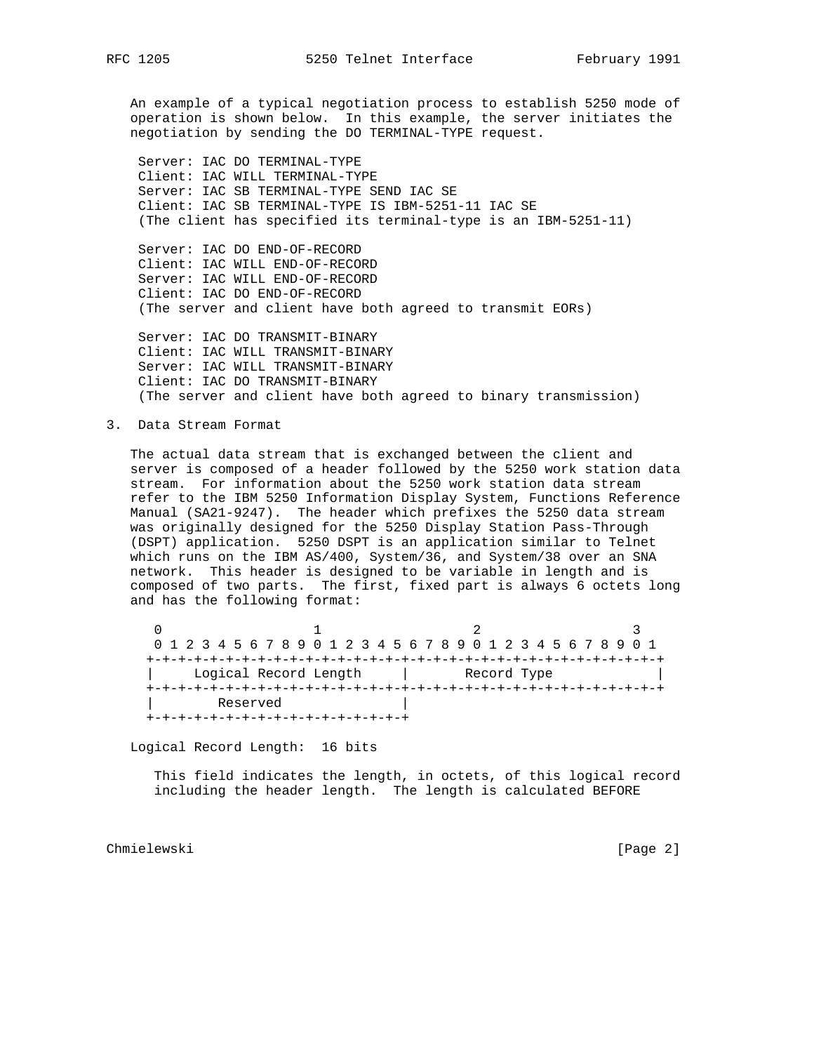An example of a typical negotiation process to establish 5250 mode of operation is shown below. In this example, the server initiates the negotiation by sending the DO TERMINAL-TYPE request.

```
Server: IAC DO TERMINAL-TYPE
Client: IAC WILL TERMINAL-TYPE
Server: IAC SB TERMINAL-TYPE SEND IAC SE
Client: IAC SB TERMINAL-TYPE IS IBM-5251-11 IAC SE
(The client has specified its terminal-type is an IBM-5251-11)

Server: IAC DO END-OF-RECORD
Client: IAC WILL END-OF-RECORD
Server: IAC WILL END-OF-RECORD
Client: IAC DO END-OF-RECORD
(The server and client have both agreed to transmit EORs)

Server: IAC DO TRANSMIT-BINARY
Client: IAC WILL TRANSMIT-BINARY
Server: IAC WILL TRANSMIT-BINARY
Client: IAC DO TRANSMIT-BINARY
(The server and client have both agreed to binary transmission)
```

## 3. Data Stream Format

The actual data stream that is exchanged between the client and server is composed of a header followed by the 5250 work station data stream. For information about the 5250 work station data stream refer to the IBM 5250 Information Display System, Functions Reference Manual (SA21-9247). The header which prefixes the 5250 data stream was originally designed for the 5250 Display Station Pass-Through (DSPT) application. 5250 DSPT is an application similar to Telnet which runs on the IBM AS/400, System/36, and System/38 over an SNA network. This header is designed to be variable in length and is composed of two parts. The first, fixed part is always 6 octets long and has the following format:

```
 0                   1                   2                   3
 0 1 2 3 4 5 6 7 8 9 0 1 2 3 4 5 6 7 8 9 0 1 2 3 4 5 6 7 8 9 0 1
+-+-+-+-+-+-+-+-+-+-+-+-+-+-+-+-+-+-+-+-+-+-+-+-+-+-+-+-+-+-+-+-+
|     Logical Record Length     |       Record Type             |
+-+-+-+-+-+-+-+-+-+-+-+-+-+-+-+-+-+-+-+-+-+-+-+-+-+-+-+-+-+-+-+-+
|        Reserved               |
+-+-+-+-+-+-+-+-+-+-+-+-+-+-+-+-+
```

Logical Record Length: 16 bits

This field indicates the length, in octets, of this logical record including the header length. The length is calculated BEFORE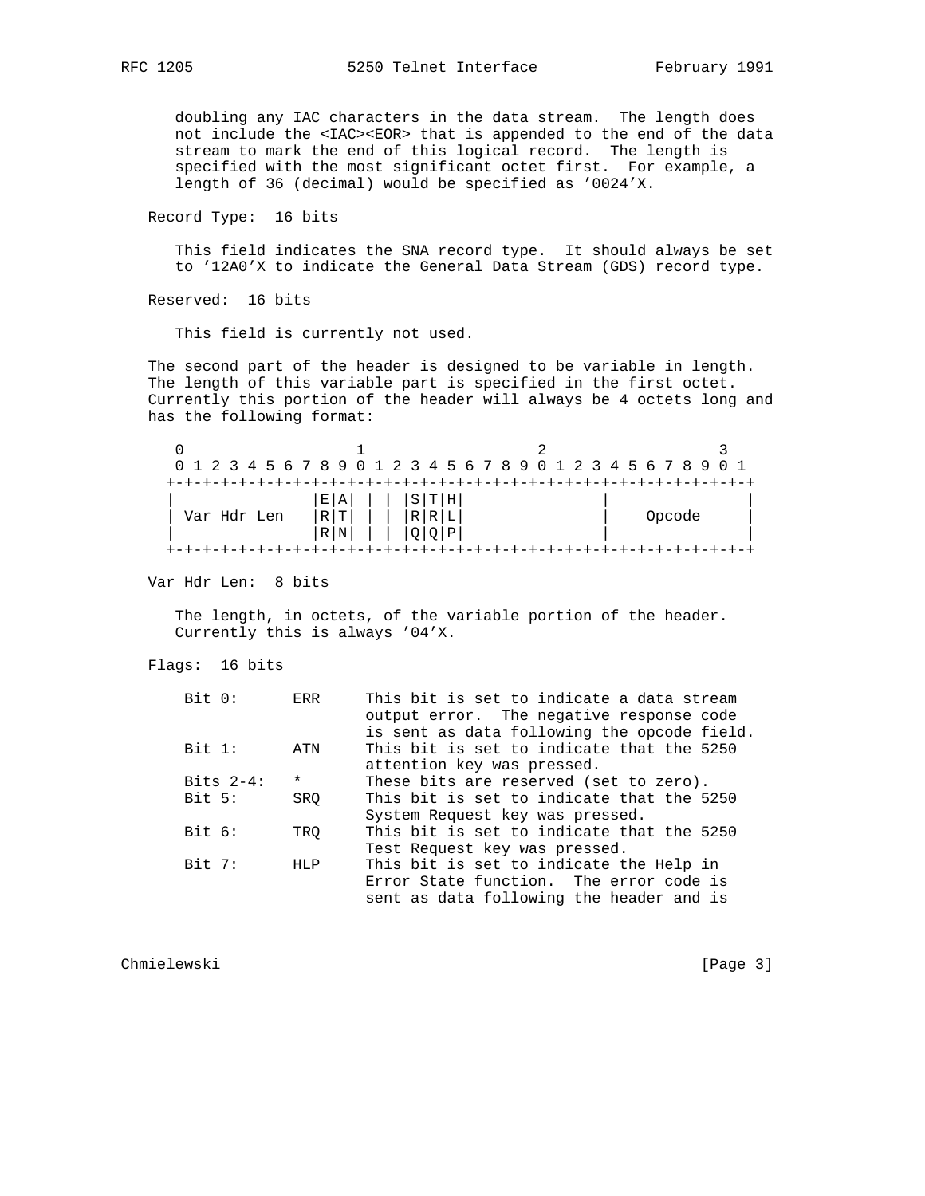doubling any IAC characters in the data stream. The length does not include the <IAC><EOR> that is appended to the end of the data stream to mark the end of this logical record. The length is specified with the most significant octet first. For example, a length of 36 (decimal) would be specified as '0024'X.

Record Type: 16 bits

This field indicates the SNA record type. It should always be set to '12A0'X to indicate the General Data Stream (GDS) record type.

Reserved: 16 bits

This field is currently not used.

The second part of the header is designed to be variable in length. The length of this variable part is specified in the first octet. Currently this portion of the header will always be 4 octets long and has the following format:

```
 0                   1                   2                   3
 0 1 2 3 4 5 6 7 8 9 0 1 2 3 4 5 6 7 8 9 0 1 2 3 4 5 6 7 8 9 0 1
+-+-+-+-+-+-+-+-+-+-+-+-+-+-+-+-+-+-+-+-+-+-+-+-+-+-+-+-+-+-+-+-+
|               |E|A| | | |S|T|H|               |               |
| Var Hdr Len   |R|T| | | |R|R|L|               |    Opcode     |
|               |R|N| | | |Q|Q|P|               |               |
+-+-+-+-+-+-+-+-+-+-+-+-+-+-+-+-+-+-+-+-+-+-+-+-+-+-+-+-+-+-+-+-+
```

Var Hdr Len: 8 bits

The length, in octets, of the variable portion of the header. Currently this is always '04'X.

Flags: 16 bits

```
Bit 0:      ERR     This bit is set to indicate a data stream
                    output error.  The negative response code
                    is sent as data following the opcode field.
Bit 1:      ATN     This bit is set to indicate that the 5250
                    attention key was pressed.
Bits 2-4:   *       These bits are reserved (set to zero).
Bit 5:      SRQ     This bit is set to indicate that the 5250
                    System Request key was pressed.
Bit 6:      TRQ     This bit is set to indicate that the 5250
                    Test Request key was pressed.
Bit 7:      HLP     This bit is set to indicate the Help in
                    Error State function.  The error code is
                    sent as data following the header and is
```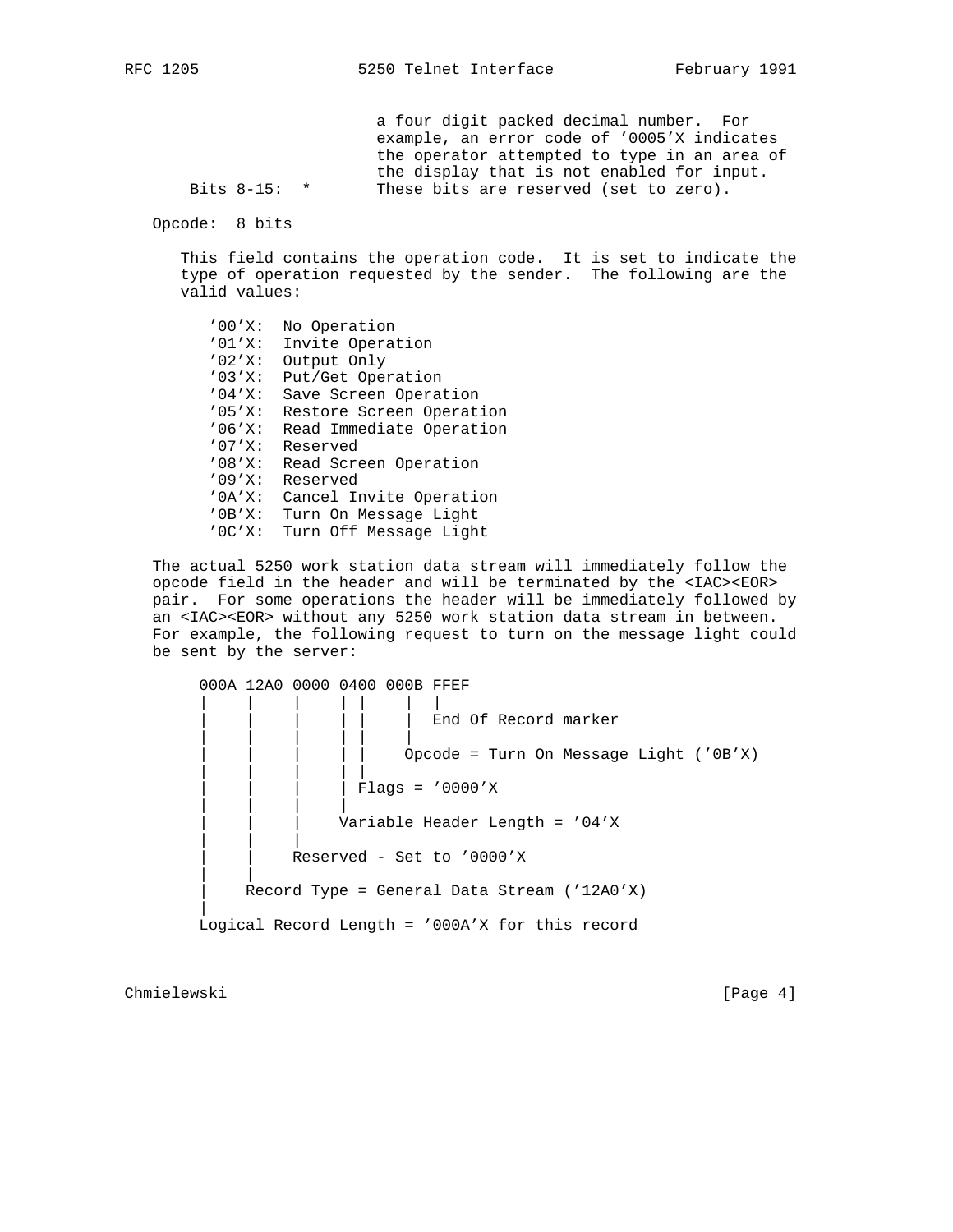a four digit packed decimal number. For example, an error code of '0005'X indicates the operator attempted to type in an area of the display that is not enabled for input.

Bits 8-15: * These bits are reserved (set to zero).

Opcode: 8 bits

This field contains the operation code. It is set to indicate the type of operation requested by the sender. The following are the valid values:

```
'00'X:  No Operation
'01'X:  Invite Operation
'02'X:  Output Only
'03'X:  Put/Get Operation
'04'X:  Save Screen Operation
'05'X:  Restore Screen Operation
'06'X:  Read Immediate Operation
'07'X:  Reserved
'08'X:  Read Screen Operation
'09'X:  Reserved
'0A'X:  Cancel Invite Operation
'0B'X:  Turn On Message Light
'0C'X:  Turn Off Message Light
```

The actual 5250 work station data stream will immediately follow the opcode field in the header and will be terminated by the <IAC><EOR> pair. For some operations the header will be immediately followed by an <IAC><EOR> without any 5250 work station data stream in between. For example, the following request to turn on the message light could be sent by the server:

```
000A 12A0 0000 0400 000B FFEF
|    |    |    | |    |  |
|    |    |    | |    |  End Of Record marker
|    |    |    | |    |
|    |    |    | |    Opcode = Turn On Message Light ('0B'X)
|    |    |    | |
|    |    |    | Flags = '0000'X
|    |    |    |
|    |    |    Variable Header Length = '04'X
|    |    |
|    |    Reserved - Set to '0000'X
|    |
|    Record Type = General Data Stream ('12A0'X)
|
Logical Record Length = '000A'X for this record
```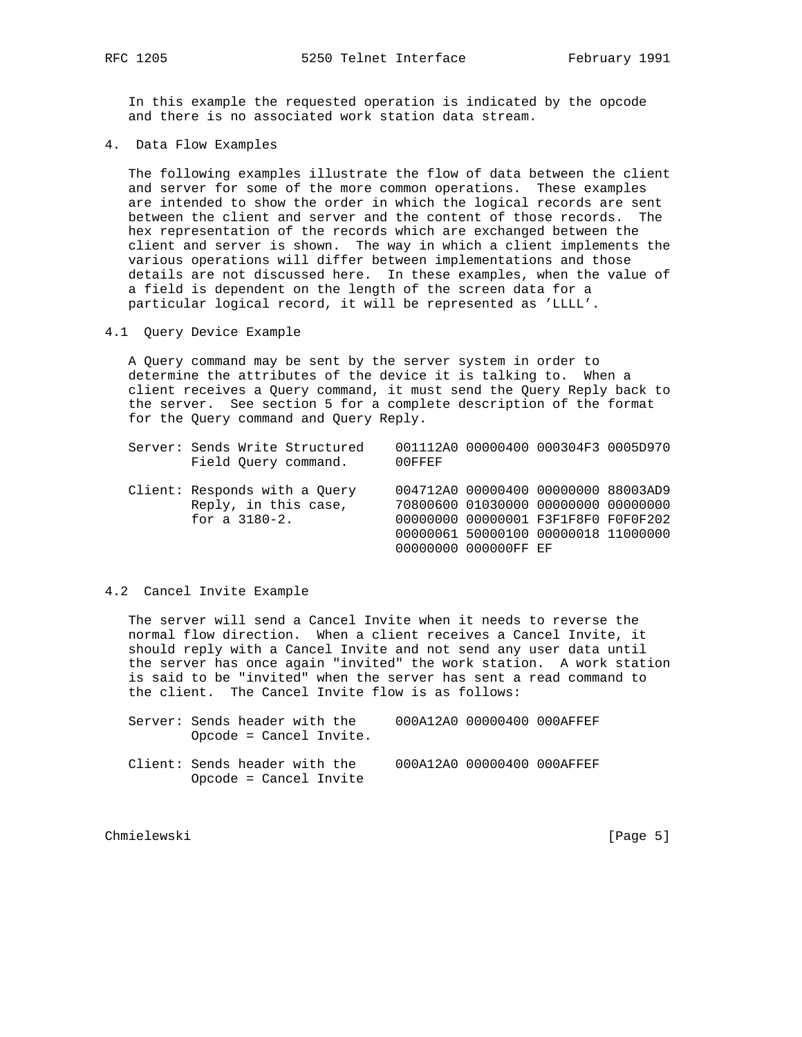In this example the requested operation is indicated by the opcode and there is no associated work station data stream.

## 4. Data Flow Examples

The following examples illustrate the flow of data between the client and server for some of the more common operations. These examples are intended to show the order in which the logical records are sent between the client and server and the content of those records. The hex representation of the records which are exchanged between the client and server is shown. The way in which a client implements the various operations will differ between implementations and those details are not discussed here. In these examples, when the value of a field is dependent on the length of the screen data for a particular logical record, it will be represented as 'LLLL'.

### 4.1 Query Device Example

A Query command may be sent by the server system in order to determine the attributes of the device it is talking to. When a client receives a Query command, it must send the Query Reply back to the server. See section 5 for a complete description of the format for the Query command and Query Reply.

```
Server: Sends Write Structured    001112A0 00000400 000304F3 0005D970
        Field Query command.      00FFEF

Client: Responds with a Query     004712A0 00000400 00000000 88003AD9
        Reply, in this case,      70800600 01030000 00000000 00000000
        for a 3180-2.             00000000 00000001 F3F1F8F0 F0F0F202
                                  00000061 50000100 00000018 11000000
                                  00000000 000000FF EF
```

### 4.2 Cancel Invite Example

The server will send a Cancel Invite when it needs to reverse the normal flow direction. When a client receives a Cancel Invite, it should reply with a Cancel Invite and not send any user data until the server has once again "invited" the work station. A work station is said to be "invited" when the server has sent a read command to the client. The Cancel Invite flow is as follows:

```
Server: Sends header with the     000A12A0 00000400 000AFFEF
        Opcode = Cancel Invite.

Client: Sends header with the     000A12A0 00000400 000AFFEF
        Opcode = Cancel Invite
```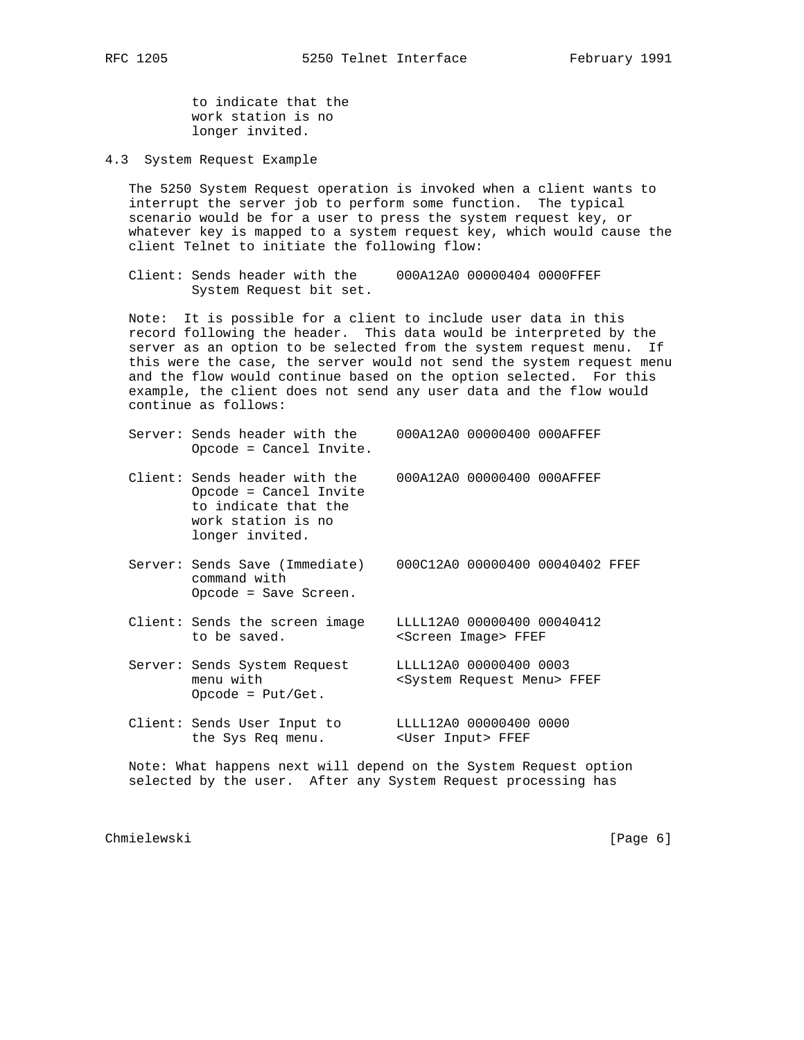```
         to indicate that the
         work station is no
         longer invited.
```

### 4.3 System Request Example

The 5250 System Request operation is invoked when a client wants to interrupt the server job to perform some function. The typical scenario would be for a user to press the system request key, or whatever key is mapped to a system request key, which would cause the client Telnet to initiate the following flow:

```
Client: Sends header with the     000A12A0 00000404 0000FFEF
        System Request bit set.
```

Note: It is possible for a client to include user data in this record following the header. This data would be interpreted by the server as an option to be selected from the system request menu. If this were the case, the server would not send the system request menu and the flow would continue based on the option selected. For this example, the client does not send any user data and the flow would continue as follows:

```
Server: Sends header with the     000A12A0 00000400 000AFFEF
        Opcode = Cancel Invite.

Client: Sends header with the     000A12A0 00000400 000AFFEF
        Opcode = Cancel Invite
        to indicate that the
        work station is no
        longer invited.

Server: Sends Save (Immediate)    000C12A0 00000400 00040402 FFEF
        command with
        Opcode = Save Screen.

Client: Sends the screen image    LLLL12A0 00000400 00040412
        to be saved.              <Screen Image> FFEF

Server: Sends System Request      LLLL12A0 00000400 0003
        menu with                 <System Request Menu> FFEF
        Opcode = Put/Get.

Client: Sends User Input to       LLLL12A0 00000400 0000
        the Sys Req menu.         <User Input> FFEF
```

Note: What happens next will depend on the System Request option selected by the user. After any System Request processing has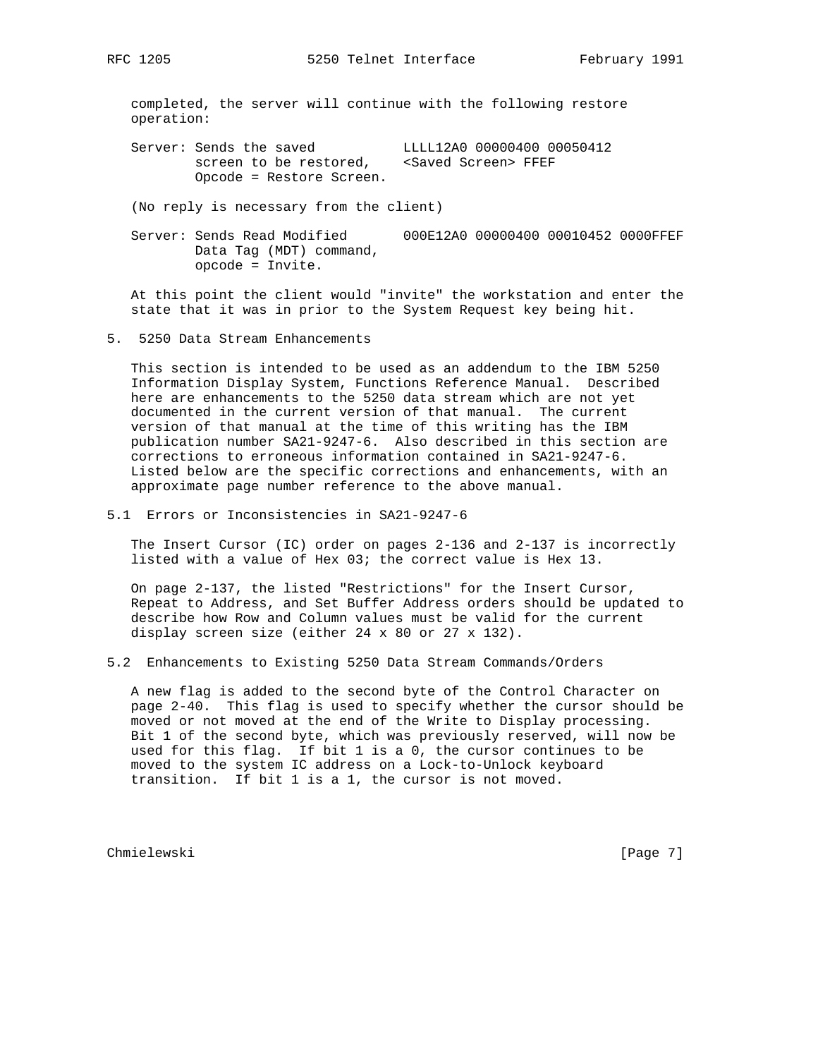completed, the server will continue with the following restore operation:

```
Server: Sends the saved           LLLL12A0 00000400 00050412
        screen to be restored,    <Saved Screen> FFEF
        Opcode = Restore Screen.
```

(No reply is necessary from the client)

```
Server: Sends Read Modified       000E12A0 00000400 00010452 0000FFEF
        Data Tag (MDT) command,
        opcode = Invite.
```

At this point the client would "invite" the workstation and enter the state that it was in prior to the System Request key being hit.

## 5. 5250 Data Stream Enhancements

This section is intended to be used as an addendum to the IBM 5250 Information Display System, Functions Reference Manual. Described here are enhancements to the 5250 data stream which are not yet documented in the current version of that manual. The current version of that manual at the time of this writing has the IBM publication number SA21-9247-6. Also described in this section are corrections to erroneous information contained in SA21-9247-6. Listed below are the specific corrections and enhancements, with an approximate page number reference to the above manual.

### 5.1 Errors or Inconsistencies in SA21-9247-6

The Insert Cursor (IC) order on pages 2-136 and 2-137 is incorrectly listed with a value of Hex 03; the correct value is Hex 13.

On page 2-137, the listed "Restrictions" for the Insert Cursor, Repeat to Address, and Set Buffer Address orders should be updated to describe how Row and Column values must be valid for the current display screen size (either 24 x 80 or 27 x 132).

### 5.2 Enhancements to Existing 5250 Data Stream Commands/Orders

A new flag is added to the second byte of the Control Character on page 2-40. This flag is used to specify whether the cursor should be moved or not moved at the end of the Write to Display processing. Bit 1 of the second byte, which was previously reserved, will now be used for this flag. If bit 1 is a 0, the cursor continues to be moved to the system IC address on a Lock-to-Unlock keyboard transition. If bit 1 is a 1, the cursor is not moved.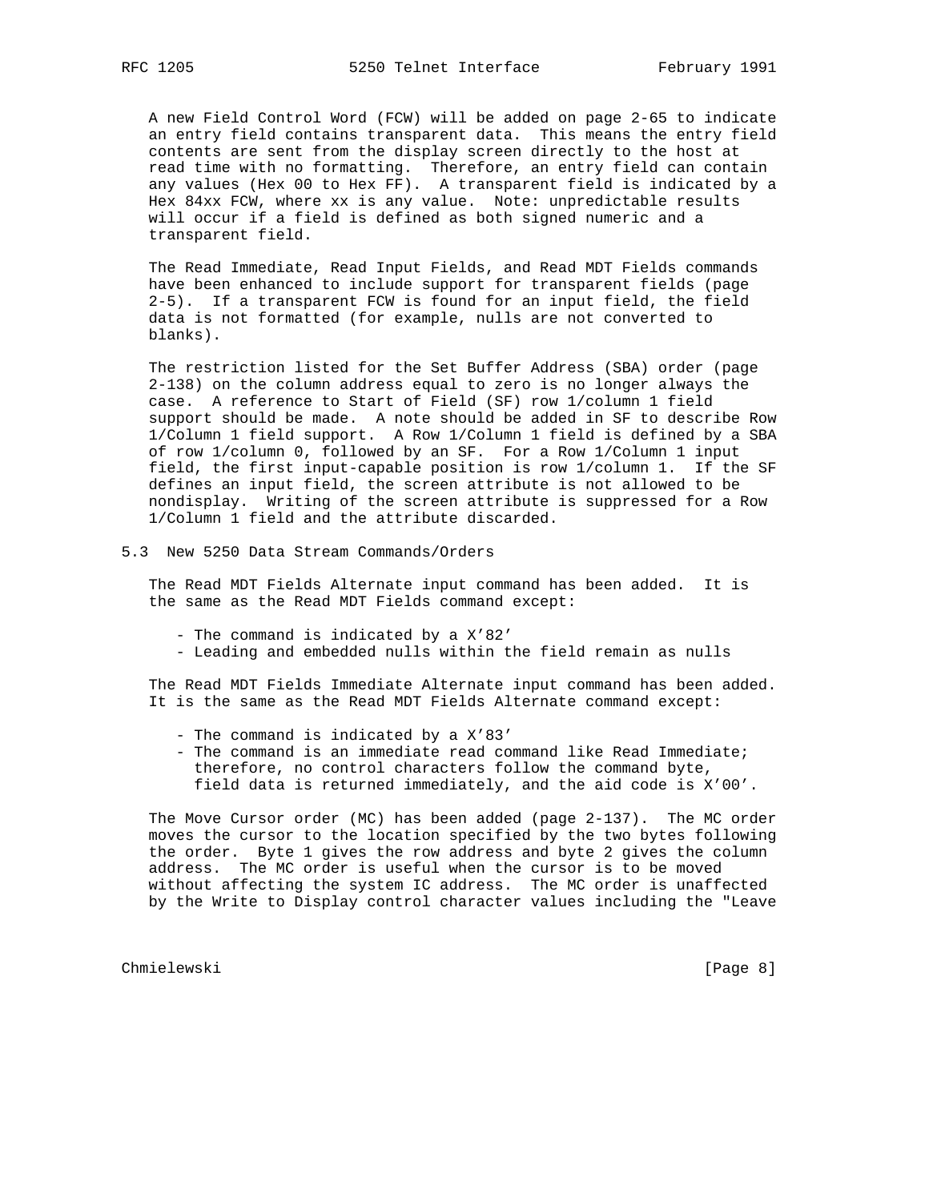A new Field Control Word (FCW) will be added on page 2-65 to indicate an entry field contains transparent data. This means the entry field contents are sent from the display screen directly to the host at read time with no formatting. Therefore, an entry field can contain any values (Hex 00 to Hex FF). A transparent field is indicated by a Hex 84xx FCW, where xx is any value. Note: unpredictable results will occur if a field is defined as both signed numeric and a transparent field.

The Read Immediate, Read Input Fields, and Read MDT Fields commands have been enhanced to include support for transparent fields (page 2-5). If a transparent FCW is found for an input field, the field data is not formatted (for example, nulls are not converted to blanks).

The restriction listed for the Set Buffer Address (SBA) order (page 2-138) on the column address equal to zero is no longer always the case. A reference to Start of Field (SF) row 1/column 1 field support should be made. A note should be added in SF to describe Row 1/Column 1 field support. A Row 1/Column 1 field is defined by a SBA of row 1/column 0, followed by an SF. For a Row 1/Column 1 input field, the first input-capable position is row 1/column 1. If the SF defines an input field, the screen attribute is not allowed to be nondisplay. Writing of the screen attribute is suppressed for a Row 1/Column 1 field and the attribute discarded.

## 5.3 New 5250 Data Stream Commands/Orders

The Read MDT Fields Alternate input command has been added. It is the same as the Read MDT Fields command except:

- The command is indicated by a X'82'
- Leading and embedded nulls within the field remain as nulls

The Read MDT Fields Immediate Alternate input command has been added. It is the same as the Read MDT Fields Alternate command except:

- The command is indicated by a X'83'
- The command is an immediate read command like Read Immediate; therefore, no control characters follow the command byte, field data is returned immediately, and the aid code is X'00'.

The Move Cursor order (MC) has been added (page 2-137). The MC order moves the cursor to the location specified by the two bytes following the order. Byte 1 gives the row address and byte 2 gives the column address. The MC order is useful when the cursor is to be moved without affecting the system IC address. The MC order is unaffected by the Write to Display control character values including the "Leave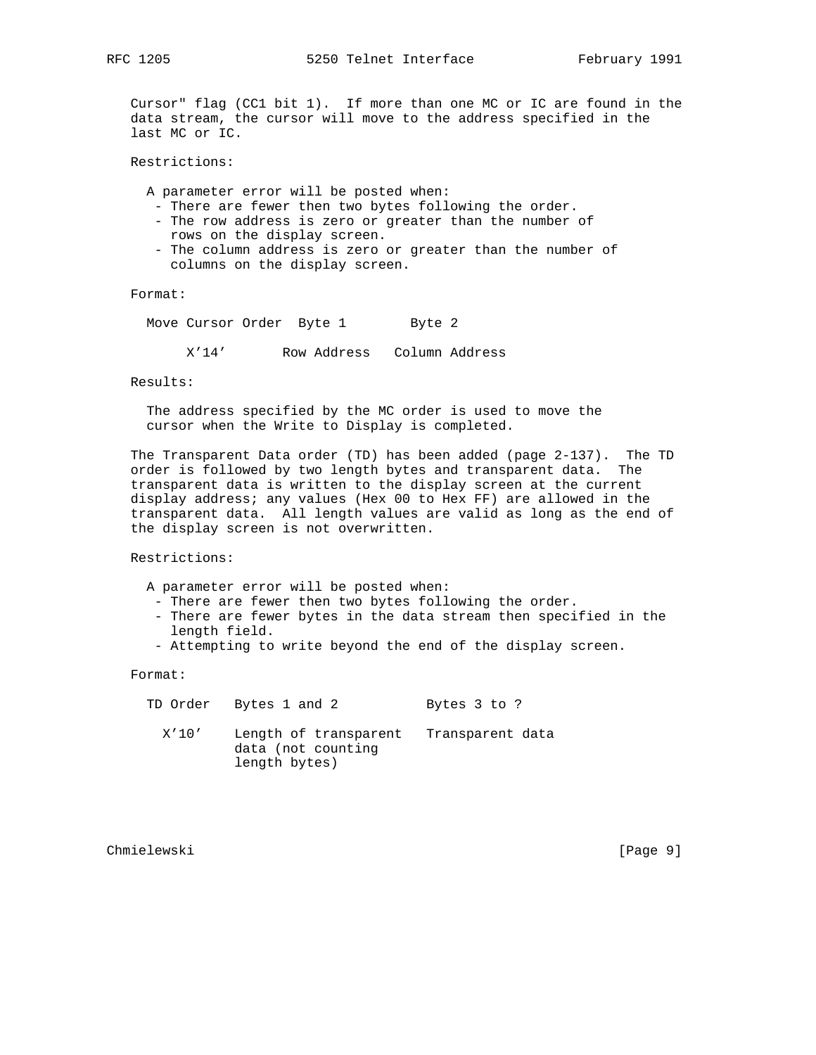Cursor" flag (CC1 bit 1). If more than one MC or IC are found in the data stream, the cursor will move to the address specified in the last MC or IC.

Restrictions:

A parameter error will be posted when:

- There are fewer then two bytes following the order.
- The row address is zero or greater than the number of rows on the display screen.
- The column address is zero or greater than the number of columns on the display screen.

Format:

| Move Cursor Order | Byte 1 | Byte 2 |
|---|---|---|
| X’14’ | Row Address | Column Address |

Results:

The address specified by the MC order is used to move the cursor when the Write to Display is completed.

The Transparent Data order (TD) has been added (page 2-137). The TD order is followed by two length bytes and transparent data. The transparent data is written to the display screen at the current display address; any values (Hex 00 to Hex FF) are allowed in the transparent data. All length values are valid as long as the end of the display screen is not overwritten.

Restrictions:

A parameter error will be posted when:

- There are fewer then two bytes following the order.
- There are fewer bytes in the data stream then specified in the length field.
- Attempting to write beyond the end of the display screen.

Format:

| TD Order | Bytes 1 and 2 | Bytes 3 to ? |
|---|---|---|
| X’10’ | Length of transparent data (not counting length bytes) | Transparent data |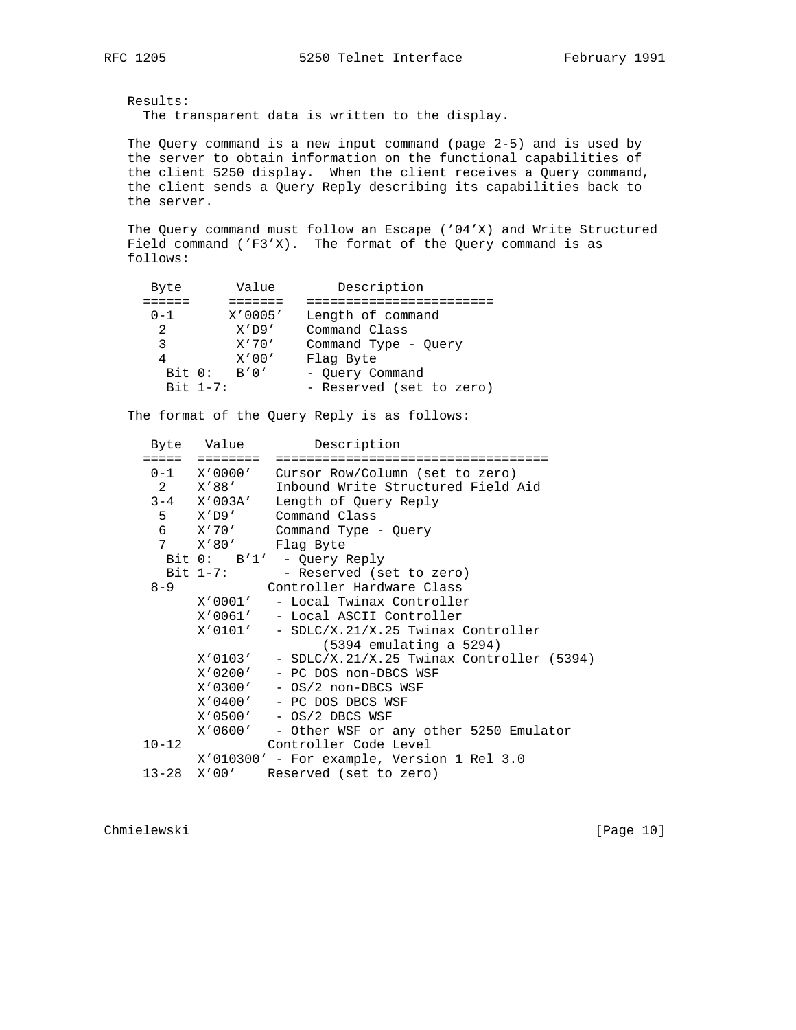Results:
  The transparent data is written to the display.

The Query command is a new input command (page 2-5) and is used by the server to obtain information on the functional capabilities of the client 5250 display.  When the client receives a Query command, the client sends a Query Reply describing its capabilities back to the server.

The Query command must follow an Escape ('04'X) and Write Structured Field command ('F3'X).  The format of the Query command is as follows:

```
  Byte       Value        Description
 ======     =======   =======================
  0-1       X'0005'   Length of command
   2         X'D9'    Command Class
   3         X'70'    Command Type - Query
   4         X'00'    Flag Byte
    Bit 0:   B'0'     - Query Command
    Bit 1-7:          - Reserved (set to zero)
```

The format of the Query Reply is as follows:

```
  Byte   Value         Description
 =====  ========  ==================================
  0-1   X'0000'   Cursor Row/Column (set to zero)
   2    X'88'     Inbound Write Structured Field Aid
  3-4   X'003A'   Length of Query Reply
   5    X'D9'     Command Class
   6    X'70'     Command Type - Query
   7    X'80'     Flag Byte
    Bit 0:   B'1'  - Query Reply
    Bit 1-7:       - Reserved (set to zero)
  8-9            Controller Hardware Class
        X'0001'   - Local Twinax Controller
        X'0061'   - Local ASCII Controller
        X'0101'   - SDLC/X.21/X.25 Twinax Controller
                        (5394 emulating a 5294)
        X'0103'   - SDLC/X.21/X.25 Twinax Controller (5394)
        X'0200'   - PC DOS non-DBCS WSF
        X'0300'   - OS/2 non-DBCS WSF
        X'0400'   - PC DOS DBCS WSF
        X'0500'   - OS/2 DBCS WSF
        X'0600'   - Other WSF or any other 5250 Emulator
 10-12           Controller Code Level
        X'010300' - For example, Version 1 Rel 3.0
 13-28  X'00'    Reserved (set to zero)
```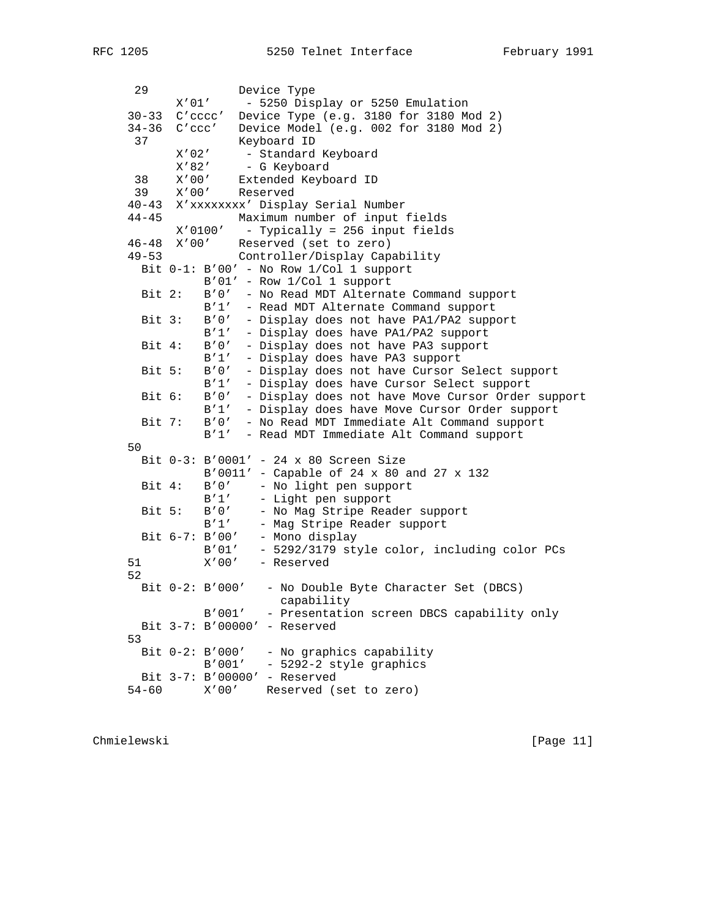```
 29             Device Type
        X'01'     - 5250 Display or 5250 Emulation
30-33  C'cccc'  Device Type (e.g. 3180 for 3180 Mod 2)
34-36  C'ccc'   Device Model (e.g. 002 for 3180 Mod 2)
 37             Keyboard ID
        X'02'     - Standard Keyboard
        X'82'     - G Keyboard
 38    X'00'    Extended Keyboard ID
 39    X'00'    Reserved
40-43  X'xxxxxxxx' Display Serial Number
44-45           Maximum number of input fields
        X'0100'   - Typically = 256 input fields
46-48  X'00'    Reserved (set to zero)
49-53           Controller/Display Capability
  Bit 0-1: B'00' - No Row 1/Col 1 support
           B'01' - Row 1/Col 1 support
  Bit 2:   B'0'  - No Read MDT Alternate Command support
           B'1'  - Read MDT Alternate Command support
  Bit 3:   B'0'  - Display does not have PA1/PA2 support
           B'1'  - Display does have PA1/PA2 support
  Bit 4:   B'0'  - Display does not have PA3 support
           B'1'  - Display does have PA3 support
  Bit 5:   B'0'  - Display does not have Cursor Select support
           B'1'  - Display does have Cursor Select support
  Bit 6:   B'0'  - Display does not have Move Cursor Order support
           B'1'  - Display does have Move Cursor Order support
  Bit 7:   B'0'  - No Read MDT Immediate Alt Command support
           B'1'  - Read MDT Immediate Alt Command support
50
  Bit 0-3: B'0001' - 24 x 80 Screen Size
           B'0011' - Capable of 24 x 80 and 27 x 132
  Bit 4:   B'0'    - No light pen support
           B'1'    - Light pen support
  Bit 5:   B'0'    - No Mag Stripe Reader support
           B'1'    - Mag Stripe Reader support
  Bit 6-7: B'00'   - Mono display
           B'01'   - 5292/3179 style color, including color PCs
51         X'00'   - Reserved
52
  Bit 0-2: B'000'   - No Double Byte Character Set (DBCS)
                      capability
           B'001'   - Presentation screen DBCS capability only
  Bit 3-7: B'00000' - Reserved
53
  Bit 0-2: B'000'   - No graphics capability
           B'001'   - 5292-2 style graphics
  Bit 3-7: B'00000' - Reserved
54-60      X'00'    Reserved (set to zero)
```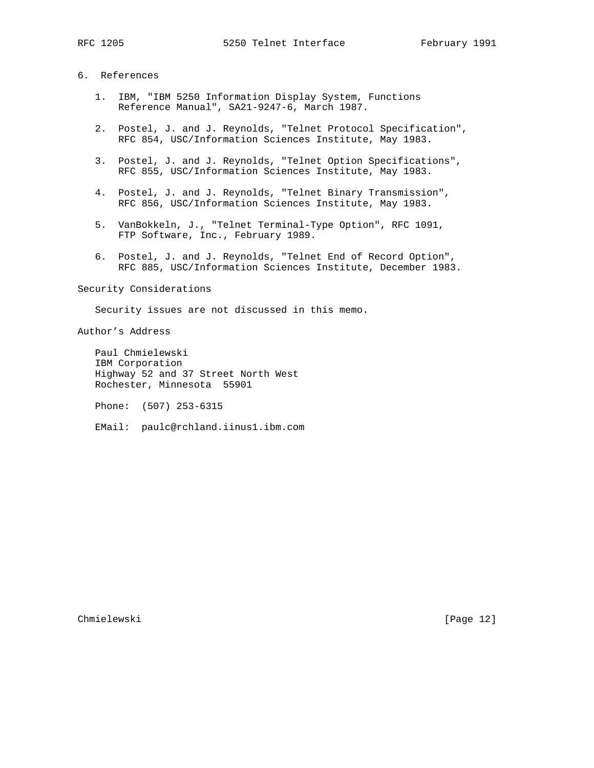## 6. References

1. IBM, "IBM 5250 Information Display System, Functions Reference Manual", SA21-9247-6, March 1987.

2. Postel, J. and J. Reynolds, "Telnet Protocol Specification", RFC 854, USC/Information Sciences Institute, May 1983.

3. Postel, J. and J. Reynolds, "Telnet Option Specifications", RFC 855, USC/Information Sciences Institute, May 1983.

4. Postel, J. and J. Reynolds, "Telnet Binary Transmission", RFC 856, USC/Information Sciences Institute, May 1983.

5. VanBokkeln, J., "Telnet Terminal-Type Option", RFC 1091, FTP Software, Inc., February 1989.

6. Postel, J. and J. Reynolds, "Telnet End of Record Option", RFC 885, USC/Information Sciences Institute, December 1983.

## Security Considerations

Security issues are not discussed in this memo.

## Author's Address

Paul Chmielewski
IBM Corporation
Highway 52 and 37 Street North West
Rochester, Minnesota 55901

Phone: (507) 253-6315

EMail: paulc@rchland.iinus1.ibm.com